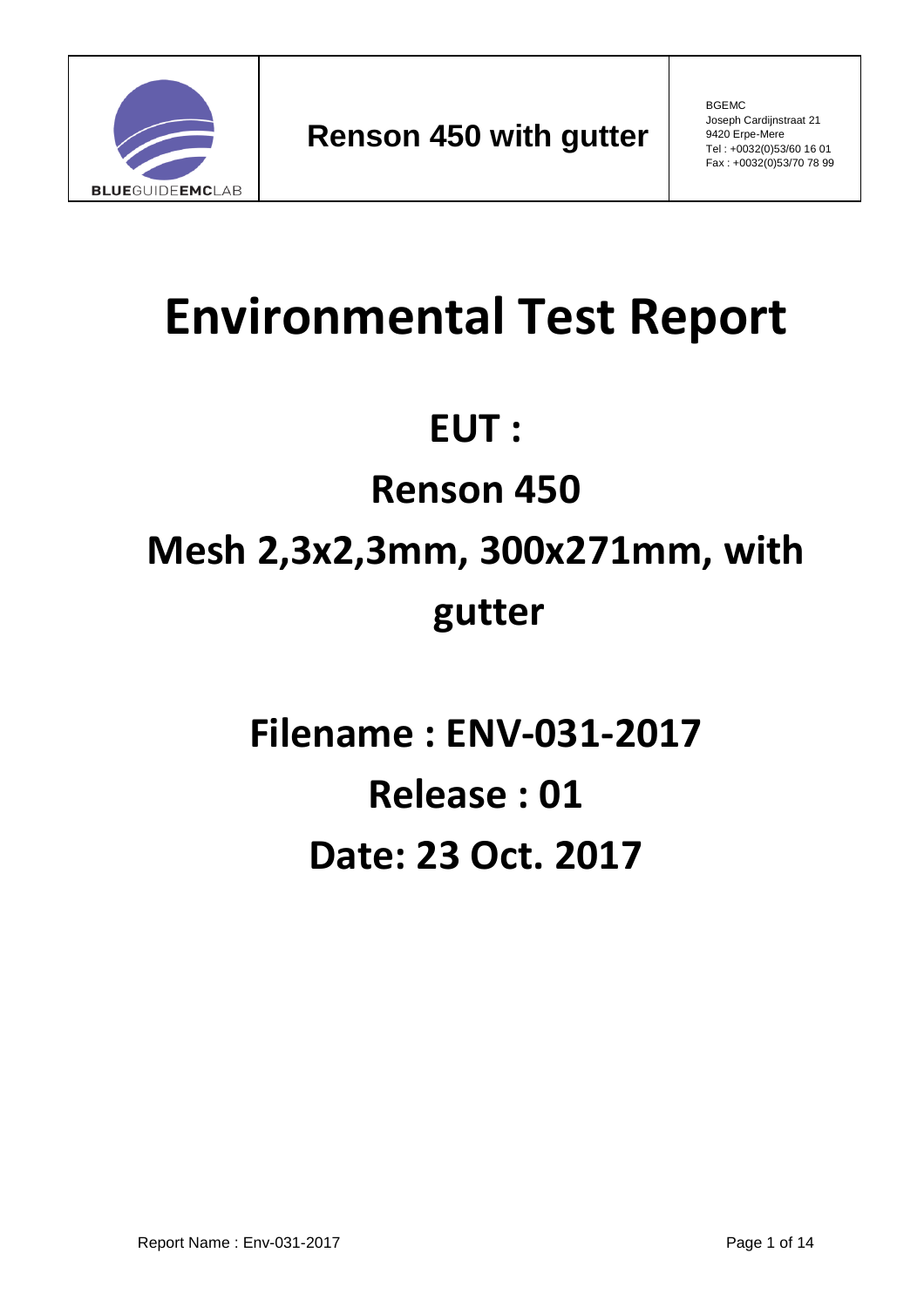| BLUEGUIDEEMCLAB | **Renson 450 with gutter** | BGEMC<br>Joseph Cardijnstraat 21<br>9420 Erpe-Mere<br>Tel : +0032(0)53/60 16 01<br>Fax : +0032(0)53/70 78 99 |
|---|---|---|

# Environmental Test Report

## EUT :

## Renson 450

## Mesh 2,3x2,3mm, 300x271mm, with gutter

## Filename : ENV-031-2017

## Release : 01

## Date: 23 Oct. 2017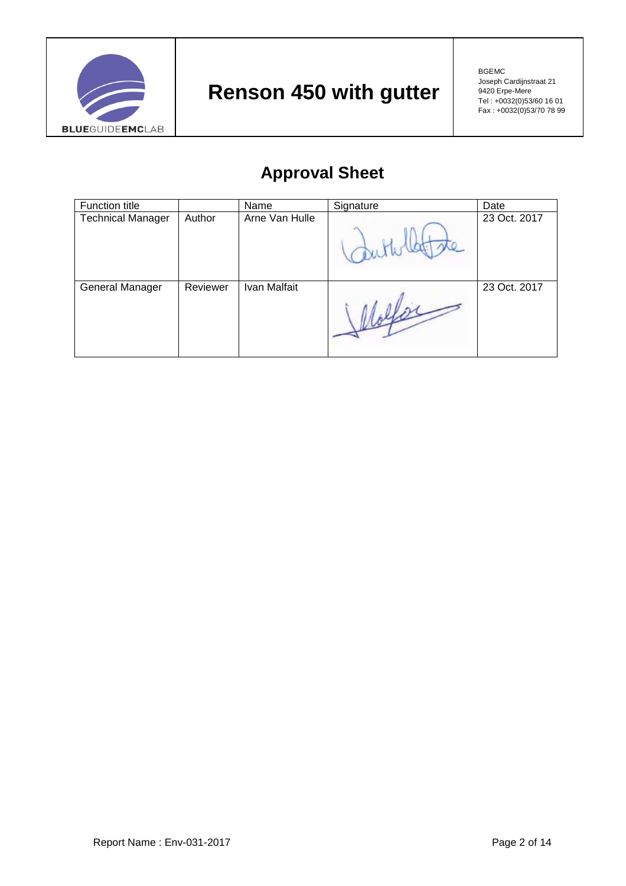# Approval Sheet

| Function title | | Name | Signature | Date |
|---|---|---|---|---|
| Technical Manager | Author | Arne Van Hulle | | 23 Oct. 2017 |
| General Manager | Reviewer | Ivan Malfait | | 23 Oct. 2017 |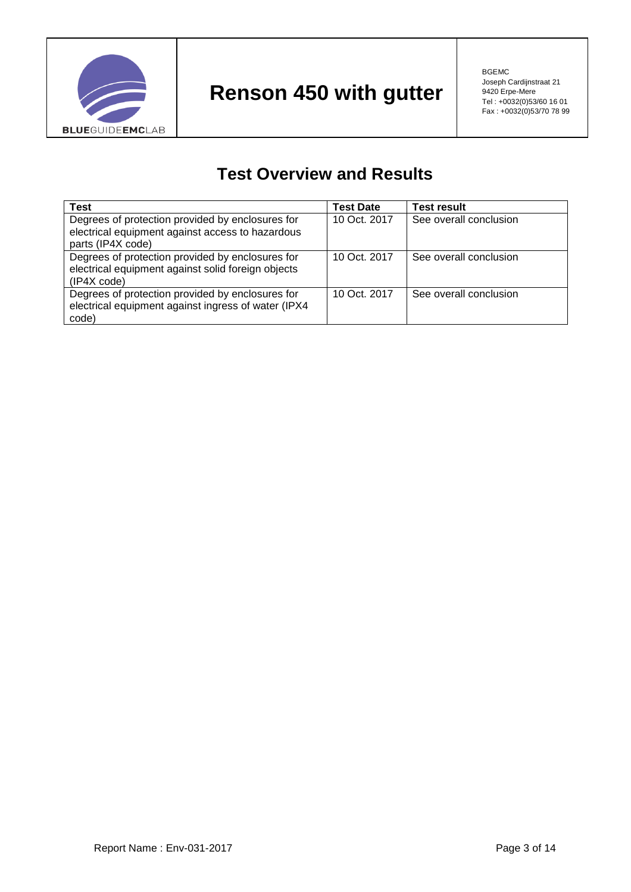# Test Overview and Results

| Test | Test Date | Test result |
| --- | --- | --- |
| Degrees of protection provided by enclosures for electrical equipment against access to hazardous parts (IP4X code) | 10 Oct. 2017 | See overall conclusion |
| Degrees of protection provided by enclosures for electrical equipment against solid foreign objects (IP4X code) | 10 Oct. 2017 | See overall conclusion |
| Degrees of protection provided by enclosures for electrical equipment against ingress of water (IPX4 code) | 10 Oct. 2017 | See overall conclusion |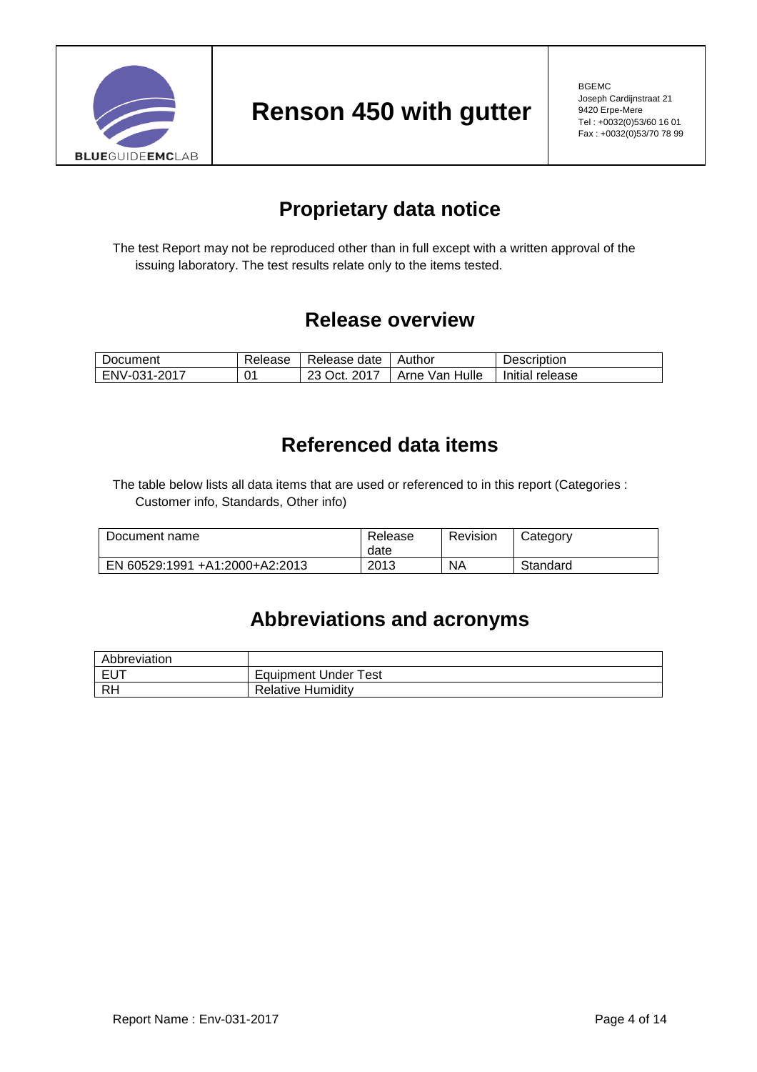## Proprietary data notice

The test Report may not be reproduced other than in full except with a written approval of the issuing laboratory. The test results relate only to the items tested.

## Release overview

| Document | Release | Release date | Author | Description |
|---|---|---|---|---|
| ENV-031-2017 | 01 | 23 Oct. 2017 | Arne Van Hulle | Initial release |

## Referenced data items

The table below lists all data items that are used or referenced to in this report (Categories : Customer info, Standards, Other info)

| Document name | Release date | Revision | Category |
|---|---|---|---|
| EN 60529:1991 +A1:2000+A2:2013 | 2013 | NA | Standard |

## Abbreviations and acronyms

| Abbreviation | |
|---|---|
| EUT | Equipment Under Test |
| RH | Relative Humidity |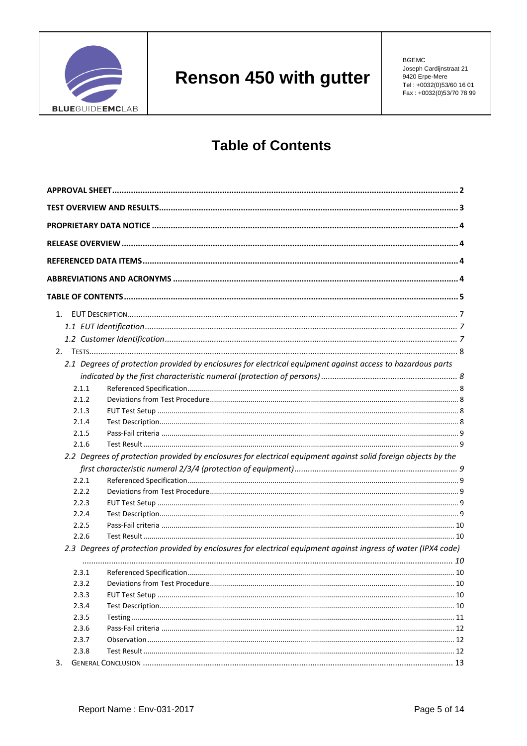# Table of Contents

**APPROVAL SHEET** ..... 2

**TEST OVERVIEW AND RESULTS** ..... 3

**PROPRIETARY DATA NOTICE** ..... 4

**RELEASE OVERVIEW** ..... 4

**REFERENCED DATA ITEMS** ..... 4

**ABBREVIATIONS AND ACRONYMS** ..... 4

**TABLE OF CONTENTS** ..... 5

1. EUT DESCRIPTION ..... 7
   - *1.1 EUT Identification* ..... 7
   - *1.2 Customer Identification* ..... 7
2. TESTS ..... 8
   - *2.1 Degrees of protection provided by enclosures for electrical equipment against access to hazardous parts indicated by the first characteristic numeral (protection of persons)* ..... 8
     - 2.1.1 Referenced Specification ..... 8
     - 2.1.2 Deviations from Test Procedure ..... 8
     - 2.1.3 EUT Test Setup ..... 8
     - 2.1.4 Test Description ..... 8
     - 2.1.5 Pass-Fail criteria ..... 9
     - 2.1.6 Test Result ..... 9
   - *2.2 Degrees of protection provided by enclosures for electrical equipment against solid foreign objects by the first characteristic numeral 2/3/4 (protection of equipment)* ..... 9
     - 2.2.1 Referenced Specification ..... 9
     - 2.2.2 Deviations from Test Procedure ..... 9
     - 2.2.3 EUT Test Setup ..... 9
     - 2.2.4 Test Description ..... 9
     - 2.2.5 Pass-Fail criteria ..... 10
     - 2.2.6 Test Result ..... 10
   - *2.3 Degrees of protection provided by enclosures for electrical equipment against ingress of water (IPX4 code)* ..... 10
     - 2.3.1 Referenced Specification ..... 10
     - 2.3.2 Deviations from Test Procedure ..... 10
     - 2.3.3 EUT Test Setup ..... 10
     - 2.3.4 Test Description ..... 10
     - 2.3.5 Testing ..... 11
     - 2.3.6 Pass-Fail criteria ..... 12
     - 2.3.7 Observation ..... 12
     - 2.3.8 Test Result ..... 12
3. GENERAL CONCLUSION ..... 13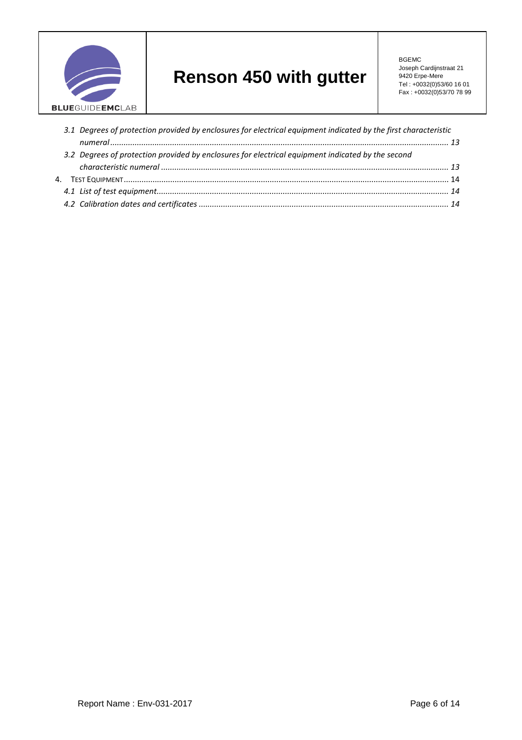3.1 *Degrees of protection provided by enclosures for electrical equipment indicated by the first characteristic numeral* ........ *13*

3.2 *Degrees of protection provided by enclosures for electrical equipment indicated by the second characteristic numeral* ........ *13*

4. TEST EQUIPMENT ........ 14

4.1 *List of test equipment* ........ *14*

4.2 *Calibration dates and certificates* ........ *14*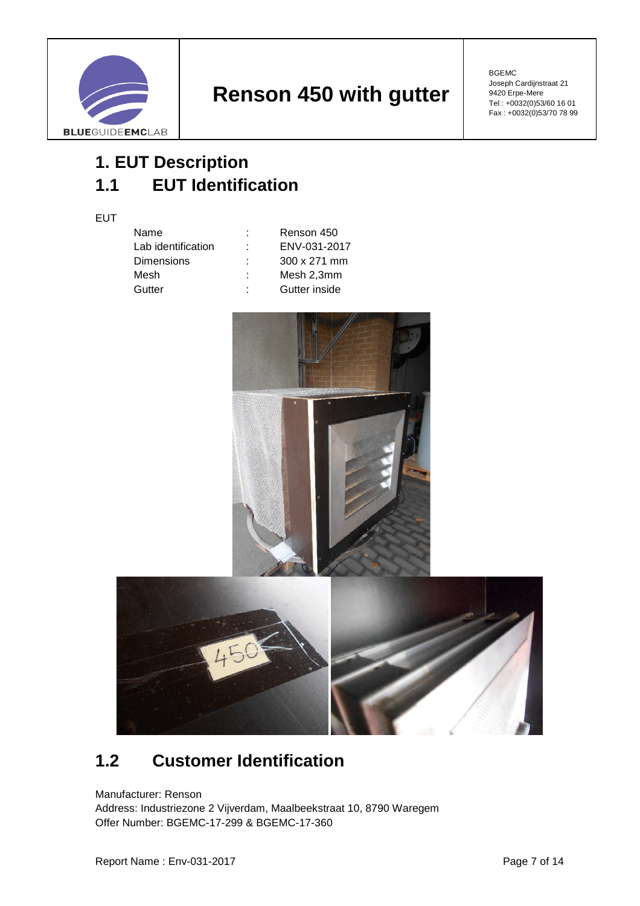# 1. EUT Description

## 1.1 EUT Identification

EUT

| | | |
|---|---|---|
| Name | : | Renson 450 |
| Lab identification | : | ENV-031-2017 |
| Dimensions | : | 300 x 271 mm |
| Mesh | : | Mesh 2,3mm |
| Gutter | : | Gutter inside |

## 1.2 Customer Identification

Manufacturer: Renson
Address: Industriezone 2 Vijverdam, Maalbeekstraat 10, 8790 Waregem
Offer Number: BGEMC-17-299 & BGEMC-17-360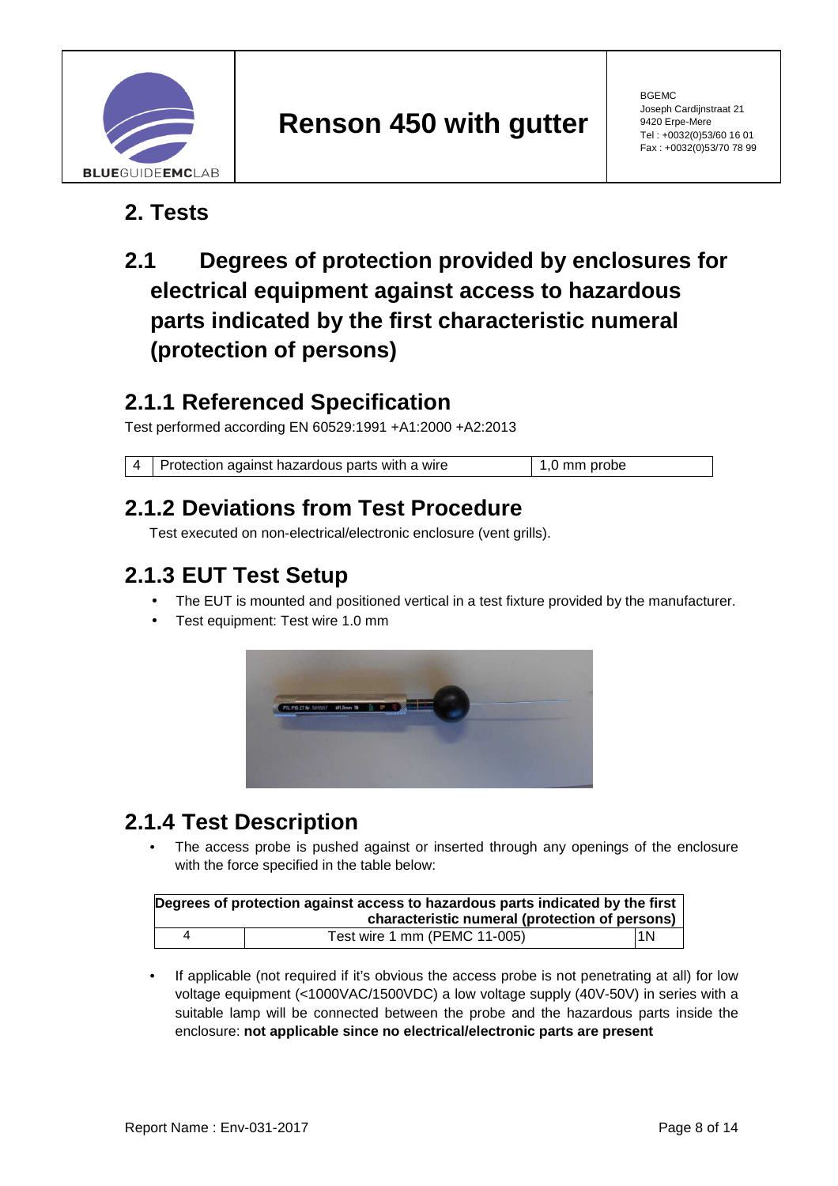# 2. Tests

## 2.1 Degrees of protection provided by enclosures for electrical equipment against access to hazardous parts indicated by the first characteristic numeral (protection of persons)

### 2.1.1 Referenced Specification

Test performed according EN 60529:1991 +A1:2000 +A2:2013

| 4 | Protection against hazardous parts with a wire | 1,0 mm probe |
|---|---|---|

### 2.1.2 Deviations from Test Procedure

Test executed on non-electrical/electronic enclosure (vent grills).

### 2.1.3 EUT Test Setup

- The EUT is mounted and positioned vertical in a test fixture provided by the manufacturer.
- Test equipment: Test wire 1.0 mm

### 2.1.4 Test Description

- The access probe is pushed against or inserted through any openings of the enclosure with the force specified in the table below:

| Degrees of protection against access to hazardous parts indicated by the first characteristic numeral (protection of persons) | | |
|---|---|---|
| 4 | Test wire 1 mm (PEMC 11-005) | 1N |

- If applicable (not required if it's obvious the access probe is not penetrating at all) for low voltage equipment (<1000VAC/1500VDC) a low voltage supply (40V-50V) in series with a suitable lamp will be connected between the probe and the hazardous parts inside the enclosure: **not applicable since no electrical/electronic parts are present**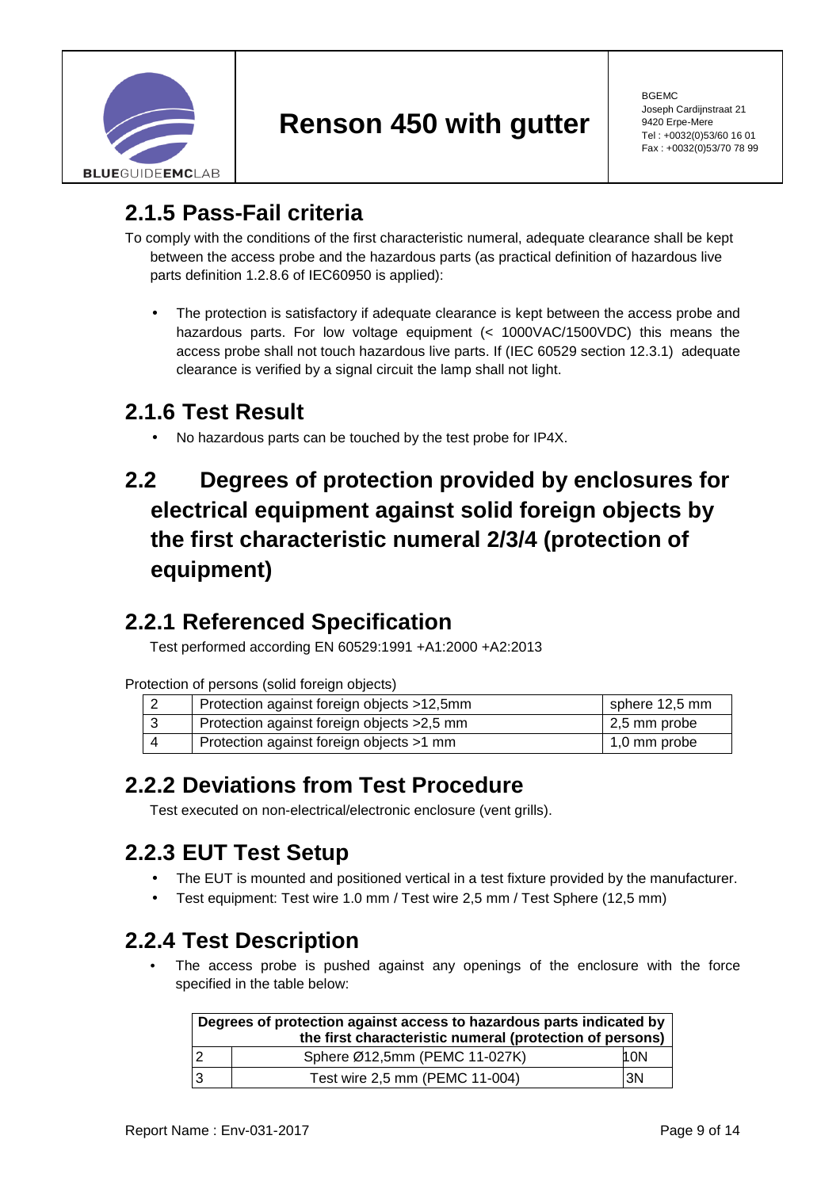## 2.1.5 Pass-Fail criteria

To comply with the conditions of the first characteristic numeral, adequate clearance shall be kept between the access probe and the hazardous parts (as practical definition of hazardous live parts definition 1.2.8.6 of IEC60950 is applied):

- The protection is satisfactory if adequate clearance is kept between the access probe and hazardous parts. For low voltage equipment (< 1000VAC/1500VDC) this means the access probe shall not touch hazardous live parts. If (IEC 60529 section 12.3.1) adequate clearance is verified by a signal circuit the lamp shall not light.

## 2.1.6 Test Result

- No hazardous parts can be touched by the test probe for IP4X.

# 2.2 Degrees of protection provided by enclosures for electrical equipment against solid foreign objects by the first characteristic numeral 2/3/4 (protection of equipment)

## 2.2.1 Referenced Specification

Test performed according EN 60529:1991 +A1:2000 +A2:2013

Protection of persons (solid foreign objects)

| | | |
|---|---|---|
| 2 | Protection against foreign objects >12,5mm | sphere 12,5 mm |
| 3 | Protection against foreign objects >2,5 mm | 2,5 mm probe |
| 4 | Protection against foreign objects >1 mm | 1,0 mm probe |

## 2.2.2 Deviations from Test Procedure

Test executed on non-electrical/electronic enclosure (vent grills).

## 2.2.3 EUT Test Setup

- The EUT is mounted and positioned vertical in a test fixture provided by the manufacturer.
- Test equipment: Test wire 1.0 mm / Test wire 2,5 mm / Test Sphere (12,5 mm)

## 2.2.4 Test Description

- The access probe is pushed against any openings of the enclosure with the force specified in the table below:

| Degrees of protection against access to hazardous parts indicated by the first characteristic numeral (protection of persons) | | |
|---|---|---|
| 2 | Sphere Ø12,5mm (PEMC 11-027K) | 10N |
| 3 | Test wire 2,5 mm (PEMC 11-004) | 3N |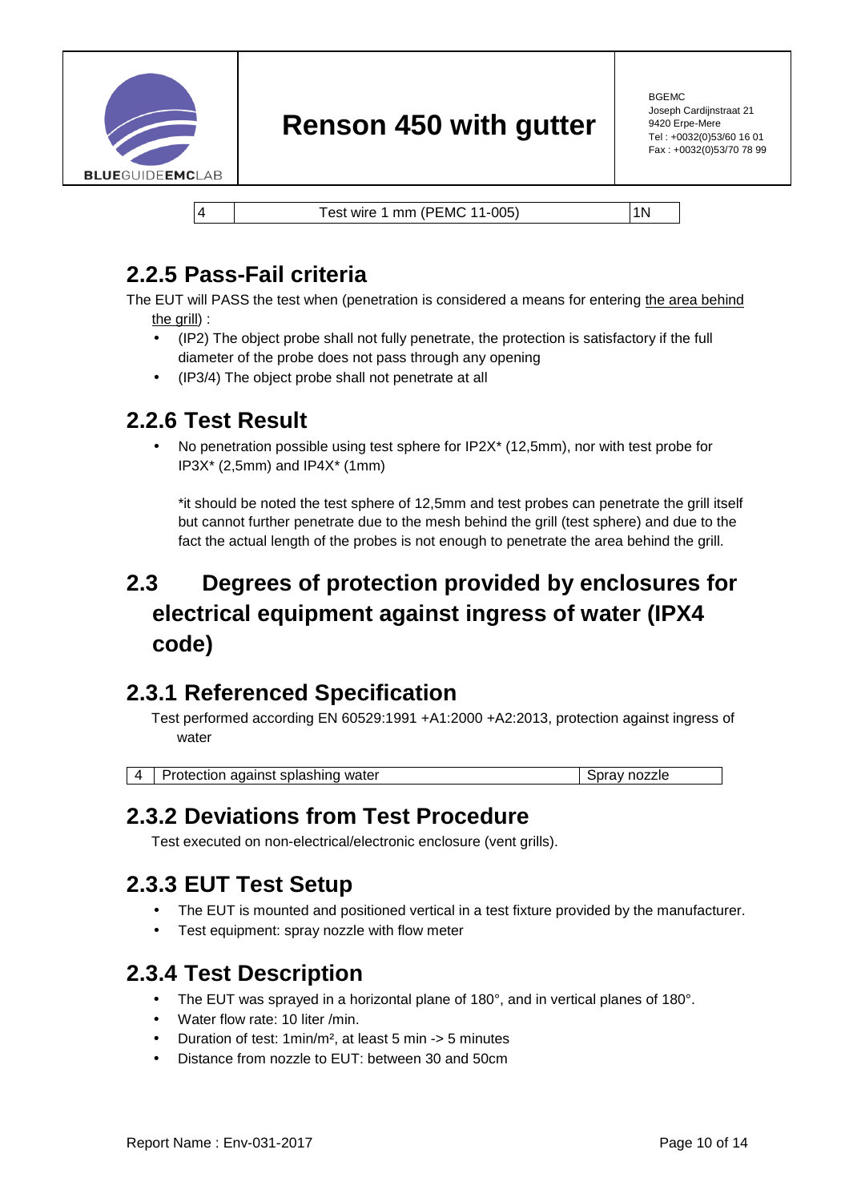| 4 | Test wire 1 mm (PEMC 11-005) | 1N |
|---|---|---|

## 2.2.5 Pass-Fail criteria

The EUT will PASS the test when (penetration is considered a means for entering the area behind the grill) :

- (IP2) The object probe shall not fully penetrate, the protection is satisfactory if the full diameter of the probe does not pass through any opening
- (IP3/4) The object probe shall not penetrate at all

## 2.2.6 Test Result

- No penetration possible using test sphere for IP2X* (12,5mm), nor with test probe for IP3X* (2,5mm) and IP4X* (1mm)

  *it should be noted the test sphere of 12,5mm and test probes can penetrate the grill itself but cannot further penetrate due to the mesh behind the grill (test sphere) and due to the fact the actual length of the probes is not enough to penetrate the area behind the grill.

# 2.3 Degrees of protection provided by enclosures for electrical equipment against ingress of water (IPX4 code)

## 2.3.1 Referenced Specification

Test performed according EN 60529:1991 +A1:2000 +A2:2013, protection against ingress of water

| 4 | Protection against splashing water | Spray nozzle |
|---|---|---|

## 2.3.2 Deviations from Test Procedure

Test executed on non-electrical/electronic enclosure (vent grills).

## 2.3.3 EUT Test Setup

- The EUT is mounted and positioned vertical in a test fixture provided by the manufacturer.
- Test equipment: spray nozzle with flow meter

## 2.3.4 Test Description

- The EUT was sprayed in a horizontal plane of 180°, and in vertical planes of 180°.
- Water flow rate: 10 liter /min.
- Duration of test: 1min/m², at least 5 min -> 5 minutes
- Distance from nozzle to EUT: between 30 and 50cm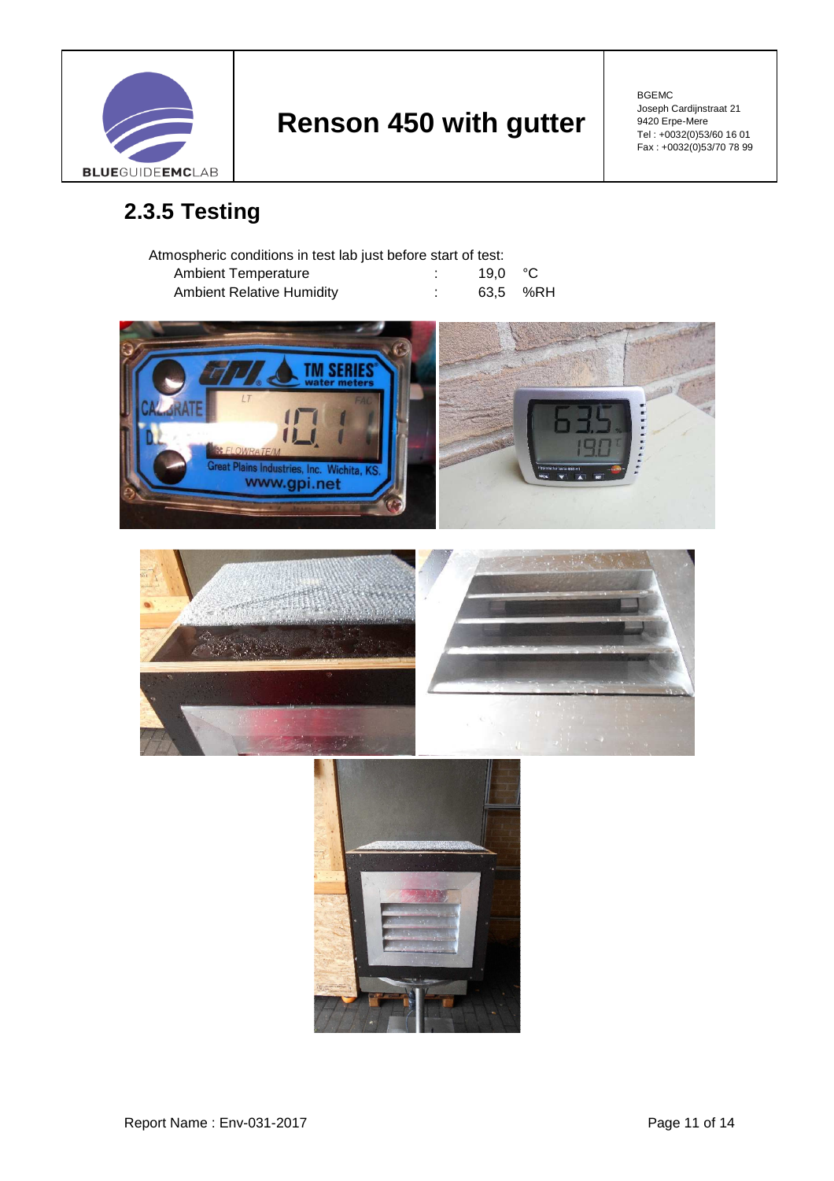## 2.3.5 Testing

Atmospheric conditions in test lab just before start of test:

| | | | |
|---|---|---|---|
| Ambient Temperature | : | 19,0 | °C |
| Ambient Relative Humidity | : | 63,5 | %RH |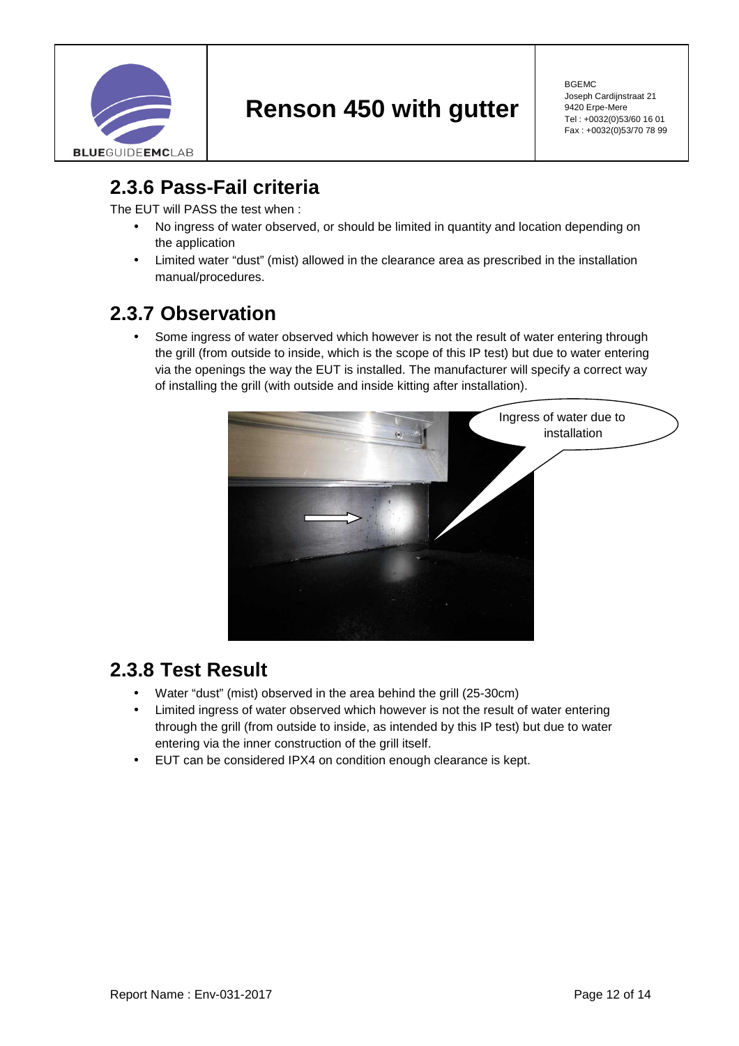## 2.3.6 Pass-Fail criteria

The EUT will PASS the test when :

- No ingress of water observed, or should be limited in quantity and location depending on the application
- Limited water "dust" (mist) allowed in the clearance area as prescribed in the installation manual/procedures.

## 2.3.7 Observation

- Some ingress of water observed which however is not the result of water entering through the grill (from outside to inside, which is the scope of this IP test) but due to water entering via the openings the way the EUT is installed. The manufacturer will specify a correct way of installing the grill (with outside and inside kitting after installation).

Ingress of water due to installation

## 2.3.8 Test Result

- Water "dust" (mist) observed in the area behind the grill (25-30cm)
- Limited ingress of water observed which however is not the result of water entering through the grill (from outside to inside, as intended by this IP test) but due to water entering via the inner construction of the grill itself.
- EUT can be considered IPX4 on condition enough clearance is kept.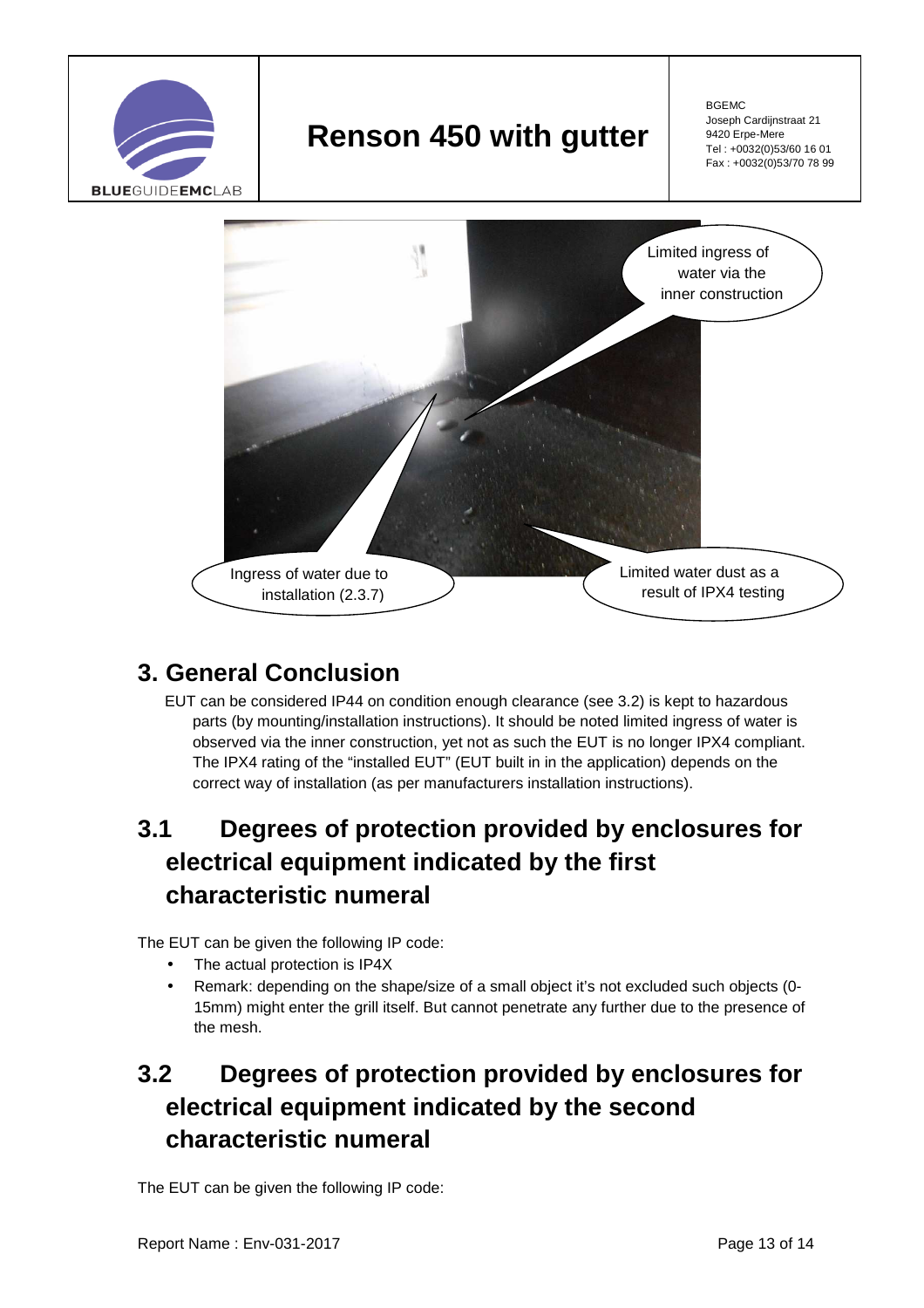## 3. General Conclusion

EUT can be considered IP44 on condition enough clearance (see 3.2) is kept to hazardous parts (by mounting/installation instructions). It should be noted limited ingress of water is observed via the inner construction, yet not as such the EUT is no longer IPX4 compliant. The IPX4 rating of the "installed EUT" (EUT built in in the application) depends on the correct way of installation (as per manufacturers installation instructions).

## 3.1 Degrees of protection provided by enclosures for electrical equipment indicated by the first characteristic numeral

The EUT can be given the following IP code:

- The actual protection is IP4X
- Remark: depending on the shape/size of a small object it's not excluded such objects (0-15mm) might enter the grill itself. But cannot penetrate any further due to the presence of the mesh.

## 3.2 Degrees of protection provided by enclosures for electrical equipment indicated by the second characteristic numeral

The EUT can be given the following IP code: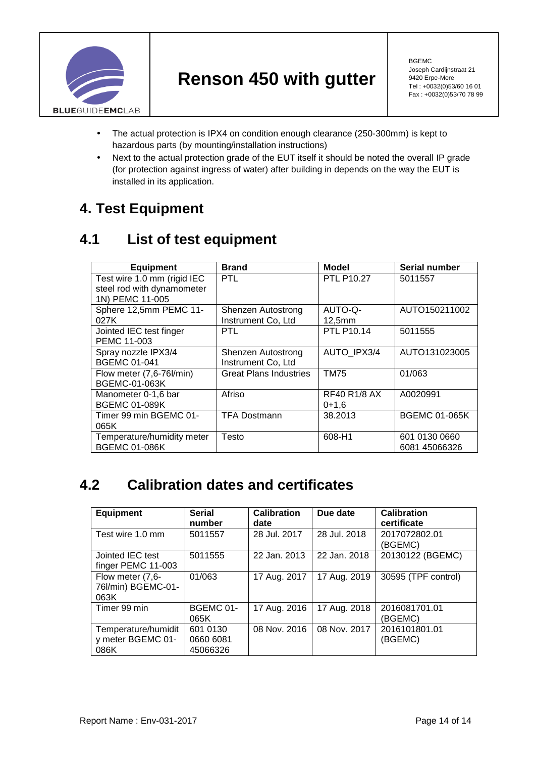- The actual protection is IPX4 on condition enough clearance (250-300mm) is kept to hazardous parts (by mounting/installation instructions)
- Next to the actual protection grade of the EUT itself it should be noted the overall IP grade (for protection against ingress of water) after building in depends on the way the EUT is installed in its application.

# 4. Test Equipment

## 4.1 List of test equipment

| Equipment | Brand | Model | Serial number |
|---|---|---|---|
| Test wire 1.0 mm (rigid IEC steel rod with dynamometer 1N) PEMC 11-005 | PTL | PTL P10.27 | 5011557 |
| Sphere 12,5mm PEMC 11-027K | Shenzen Autostrong Instrument Co, Ltd | AUTO-Q-12,5mm | AUTO150211002 |
| Jointed IEC test finger PEMC 11-003 | PTL | PTL P10.14 | 5011555 |
| Spray nozzle IPX3/4 BGEMC 01-041 | Shenzen Autostrong Instrument Co, Ltd | AUTO_IPX3/4 | AUTO131023005 |
| Flow meter (7,6-76l/min) BGEMC-01-063K | Great Plans Industries | TM75 | 01/063 |
| Manometer 0-1,6 bar BGEMC 01-089K | Afriso | RF40 R1/8 AX 0+1,6 | A0020991 |
| Timer 99 min BGEMC 01-065K | TFA Dostmann | 38.2013 | BGEMC 01-065K |
| Temperature/humidity meter BGEMC 01-086K | Testo | 608-H1 | 601 0130 0660 6081 45066326 |

## 4.2 Calibration dates and certificates

| Equipment | Serial number | Calibration date | Due date | Calibration certificate |
|---|---|---|---|---|
| Test wire 1.0 mm | 5011557 | 28 Jul. 2017 | 28 Jul. 2018 | 2017072802.01 (BGEMC) |
| Jointed IEC test finger PEMC 11-003 | 5011555 | 22 Jan. 2013 | 22 Jan. 2018 | 20130122 (BGEMC) |
| Flow meter (7,6-76l/min) BGEMC-01-063K | 01/063 | 17 Aug. 2017 | 17 Aug. 2019 | 30595 (TPF control) |
| Timer 99 min | BGEMC 01-065K | 17 Aug. 2016 | 17 Aug. 2018 | 2016081701.01 (BGEMC) |
| Temperature/humidity meter BGEMC 01-086K | 601 0130 0660 6081 45066326 | 08 Nov. 2016 | 08 Nov. 2017 | 2016101801.01 (BGEMC) |